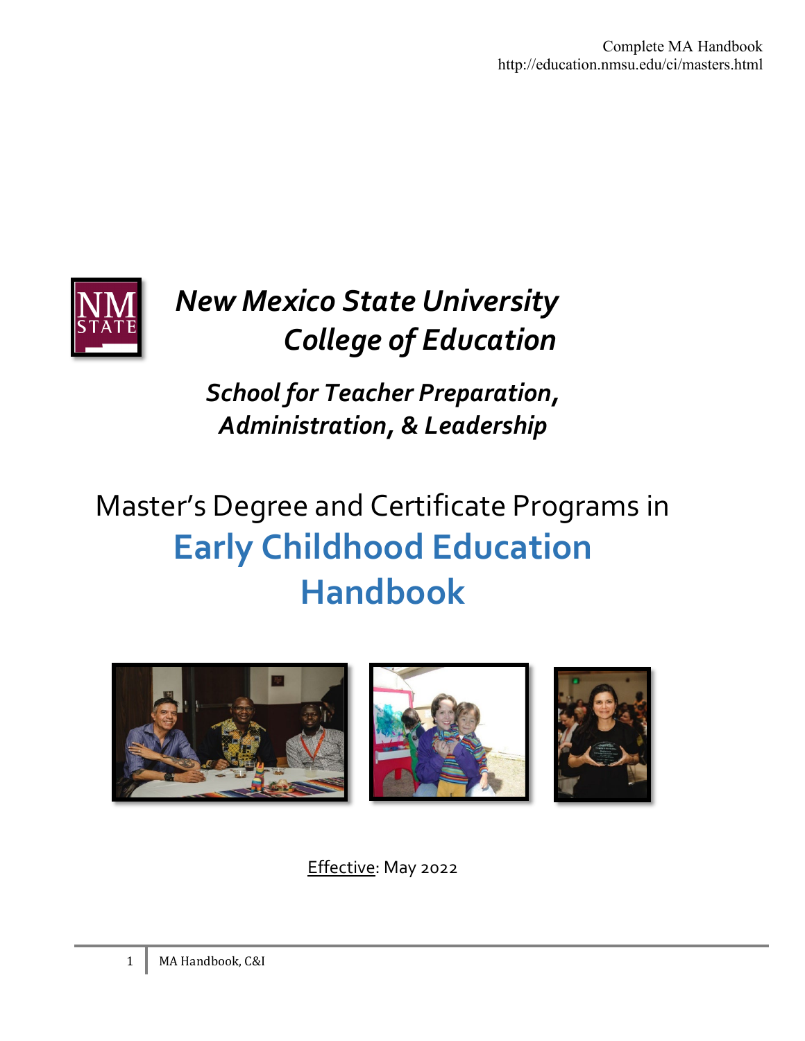Complete MA Handbook
http://education.nmsu.edu/ci/masters.html

# *New Mexico State University*
# *College of Education*

## *School for Teacher Preparation, Administration, & Leadership*

# Master's Degree and Certificate Programs in
# **Early Childhood Education Handbook**

Effective: May 2022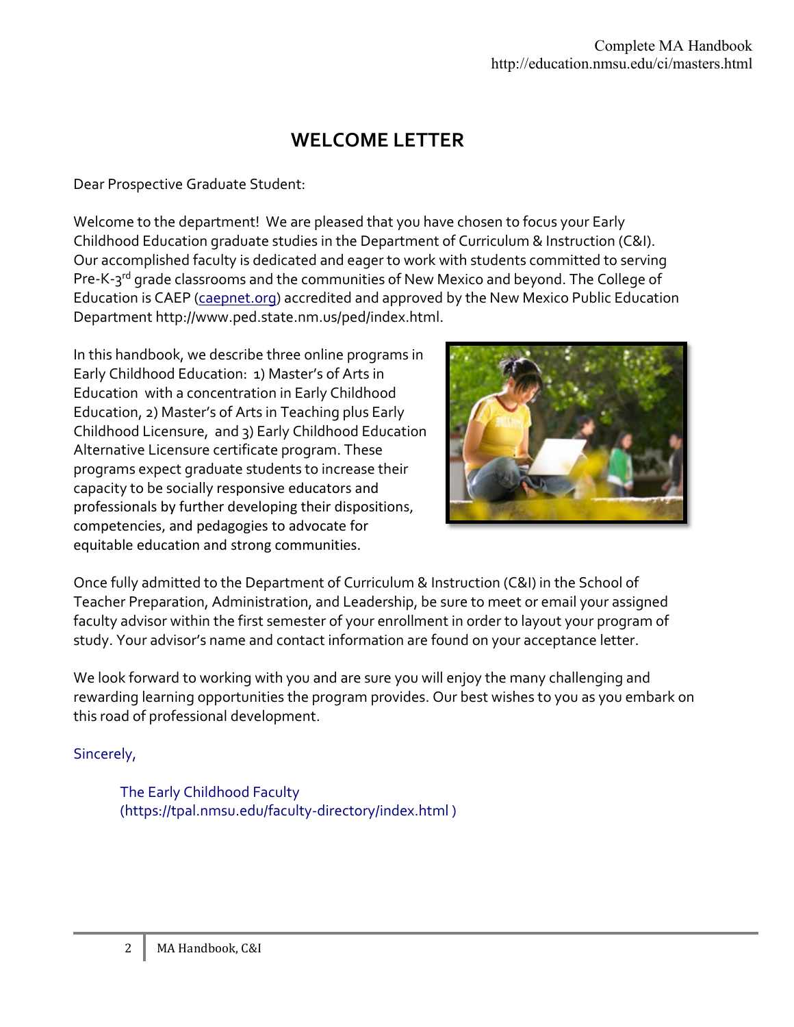# WELCOME LETTER

Dear Prospective Graduate Student:

Welcome to the department! We are pleased that you have chosen to focus your Early Childhood Education graduate studies in the Department of Curriculum & Instruction (C&I). Our accomplished faculty is dedicated and eager to work with students committed to serving Pre-K-3rd grade classrooms and the communities of New Mexico and beyond. The College of Education is CAEP (caepnet.org) accredited and approved by the New Mexico Public Education Department http://www.ped.state.nm.us/ped/index.html.

In this handbook, we describe three online programs in Early Childhood Education: 1) Master's of Arts in Education with a concentration in Early Childhood Education, 2) Master's of Arts in Teaching plus Early Childhood Licensure, and 3) Early Childhood Education Alternative Licensure certificate program. These programs expect graduate students to increase their capacity to be socially responsive educators and professionals by further developing their dispositions, competencies, and pedagogies to advocate for equitable education and strong communities.

Once fully admitted to the Department of Curriculum & Instruction (C&I) in the School of Teacher Preparation, Administration, and Leadership, be sure to meet or email your assigned faculty advisor within the first semester of your enrollment in order to layout your program of study. Your advisor's name and contact information are found on your acceptance letter.

We look forward to working with you and are sure you will enjoy the many challenging and rewarding learning opportunities the program provides. Our best wishes to you as you embark on this road of professional development.

Sincerely,

The Early Childhood Faculty
(https://tpal.nmsu.edu/faculty-directory/index.html )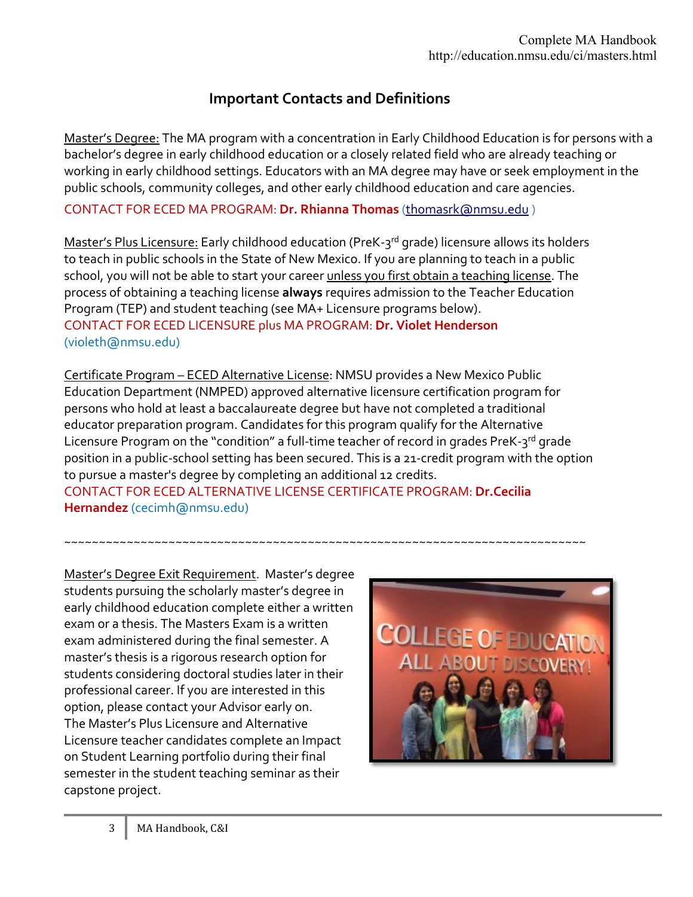## Important Contacts and Definitions

Master's Degree: The MA program with a concentration in Early Childhood Education is for persons with a bachelor's degree in early childhood education or a closely related field who are already teaching or working in early childhood settings. Educators with an MA degree may have or seek employment in the public schools, community colleges, and other early childhood education and care agencies.

CONTACT FOR ECED MA PROGRAM: **Dr. Rhianna Thomas** (thomasrk@nmsu.edu )

Master's Plus Licensure: Early childhood education (PreK-3rd grade) licensure allows its holders to teach in public schools in the State of New Mexico. If you are planning to teach in a public school, you will not be able to start your career unless you first obtain a teaching license. The process of obtaining a teaching license **always** requires admission to the Teacher Education Program (TEP) and student teaching (see MA+ Licensure programs below).

CONTACT FOR ECED LICENSURE plus MA PROGRAM: **Dr. Violet Henderson** (violeth@nmsu.edu)

Certificate Program – ECED Alternative License: NMSU provides a New Mexico Public Education Department (NMPED) approved alternative licensure certification program for persons who hold at least a baccalaureate degree but have not completed a traditional educator preparation program. Candidates for this program qualify for the Alternative Licensure Program on the "condition" a full-time teacher of record in grades PreK-3rd grade position in a public-school setting has been secured. This is a 21-credit program with the option to pursue a master's degree by completing an additional 12 credits.

CONTACT FOR ECED ALTERNATIVE LICENSE CERTIFICATE PROGRAM: **Dr.Cecilia Hernandez** (cecimh@nmsu.edu)

~~~~~~~~~~~~~~~~~~~~~~~~~~~~~~~~~~~~~~~~~~~~~~~~~~~~~~~~~~~~~~~~~~~~~~~~~~~~~~~~

Master's Degree Exit Requirement. Master's degree students pursuing the scholarly master's degree in early childhood education complete either a written exam or a thesis. The Masters Exam is a written exam administered during the final semester. A master's thesis is a rigorous research option for students considering doctoral studies later in their professional career. If you are interested in this option, please contact your Advisor early on. The Master's Plus Licensure and Alternative Licensure teacher candidates complete an Impact on Student Learning portfolio during their final semester in the student teaching seminar as their capstone project.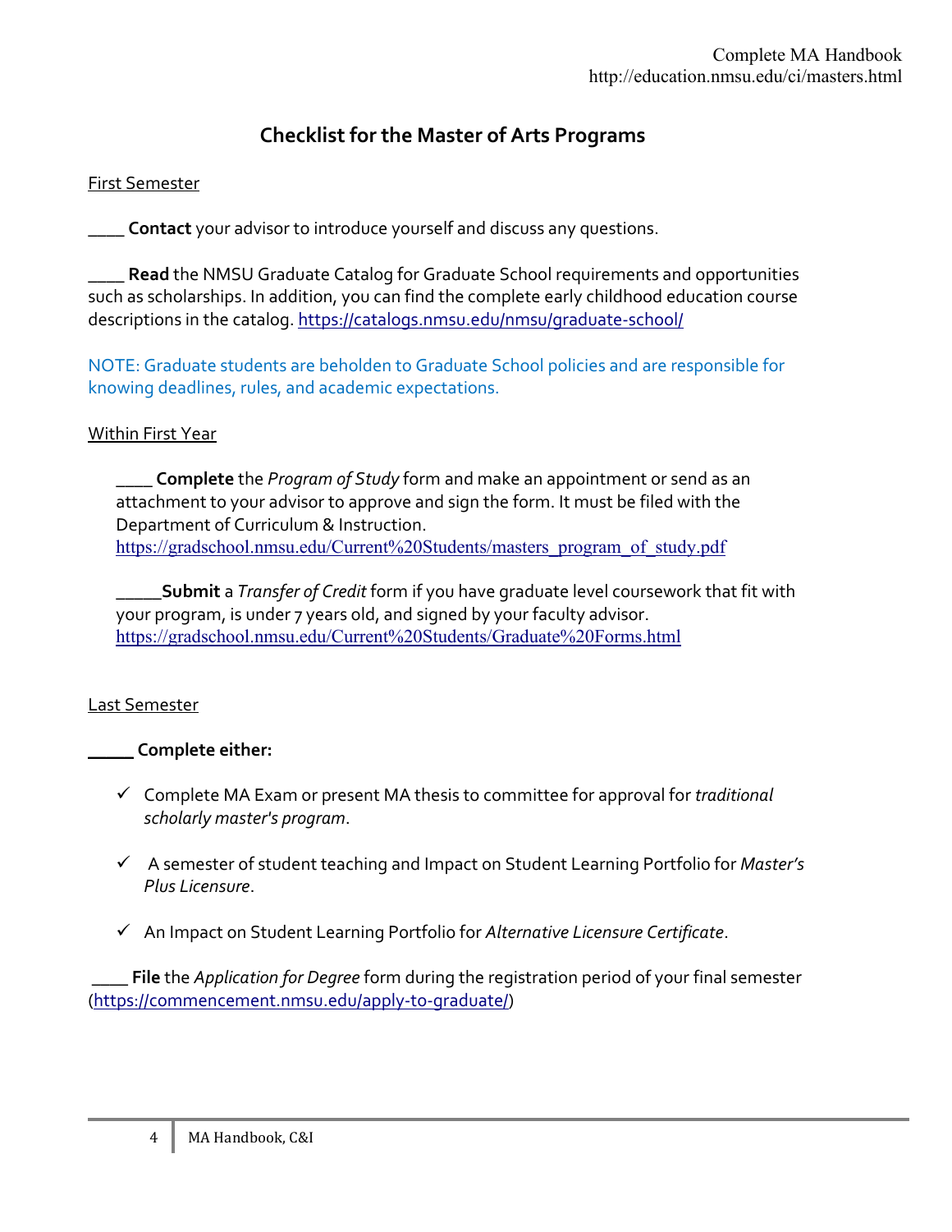# Checklist for the Master of Arts Programs

First Semester

____ **Contact** your advisor to introduce yourself and discuss any questions.

____ **Read** the NMSU Graduate Catalog for Graduate School requirements and opportunities such as scholarships. In addition, you can find the complete early childhood education course descriptions in the catalog. https://catalogs.nmsu.edu/nmsu/graduate-school/

NOTE: Graduate students are beholden to Graduate School policies and are responsible for knowing deadlines, rules, and academic expectations.

Within First Year

____ **Complete** the *Program of Study* form and make an appointment or send as an attachment to your advisor to approve and sign the form. It must be filed with the Department of Curriculum & Instruction.
https://gradschool.nmsu.edu/Current%20Students/masters_program_of_study.pdf

_____**Submit** a *Transfer of Credit* form if you have graduate level coursework that fit with your program, is under 7 years old, and signed by your faculty advisor.
https://gradschool.nmsu.edu/Current%20Students/Graduate%20Forms.html

Last Semester

_____ **Complete either:**

- ✓ Complete MA Exam or present MA thesis to committee for approval for *traditional scholarly master's program*.
- ✓ A semester of student teaching and Impact on Student Learning Portfolio for *Master's Plus Licensure*.
- ✓ An Impact on Student Learning Portfolio for *Alternative Licensure Certificate*.

____ **File** the *Application for Degree* form during the registration period of your final semester (https://commencement.nmsu.edu/apply-to-graduate/)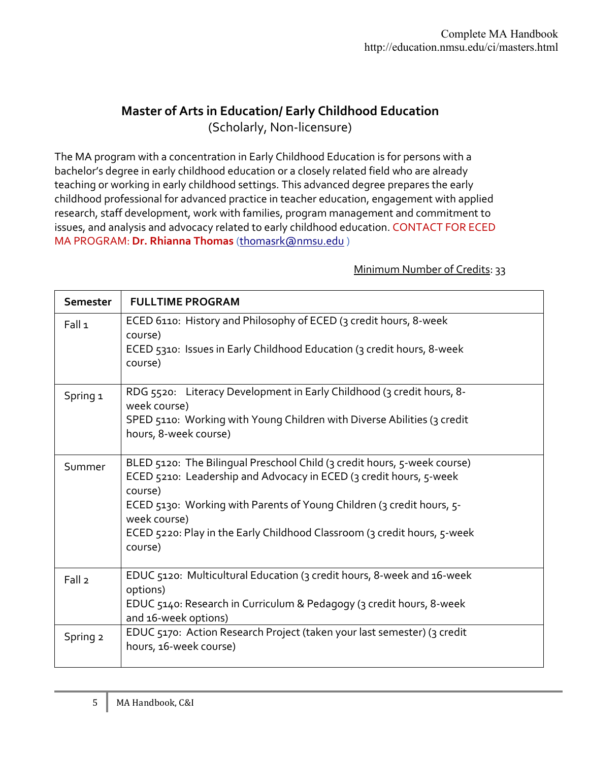## Master of Arts in Education/ Early Childhood Education

(Scholarly, Non-licensure)

The MA program with a concentration in Early Childhood Education is for persons with a bachelor's degree in early childhood education or a closely related field who are already teaching or working in early childhood settings. This advanced degree prepares the early childhood professional for advanced practice in teacher education, engagement with applied research, staff development, work with families, program management and commitment to issues, and analysis and advocacy related to early childhood education. CONTACT FOR ECED MA PROGRAM: **Dr. Rhianna Thomas** (thomasrk@nmsu.edu )

Minimum Number of Credits: 33

| Semester | FULLTIME PROGRAM |
|---|---|
| Fall 1 | ECED 6110: History and Philosophy of ECED (3 credit hours, 8-week course)<br>ECED 5310: Issues in Early Childhood Education (3 credit hours, 8-week course) |
| Spring 1 | RDG 5520: Literacy Development in Early Childhood (3 credit hours, 8-week course)<br>SPED 5110: Working with Young Children with Diverse Abilities (3 credit hours, 8-week course) |
| Summer | BLED 5120: The Bilingual Preschool Child (3 credit hours, 5-week course)<br>ECED 5210: Leadership and Advocacy in ECED (3 credit hours, 5-week course)<br>ECED 5130: Working with Parents of Young Children (3 credit hours, 5-week course)<br>ECED 5220: Play in the Early Childhood Classroom (3 credit hours, 5-week course) |
| Fall 2 | EDUC 5120: Multicultural Education (3 credit hours, 8-week and 16-week options)<br>EDUC 5140: Research in Curriculum & Pedagogy (3 credit hours, 8-week and 16-week options) |
| Spring 2 | EDUC 5170: Action Research Project (taken your last semester) (3 credit hours, 16-week course) |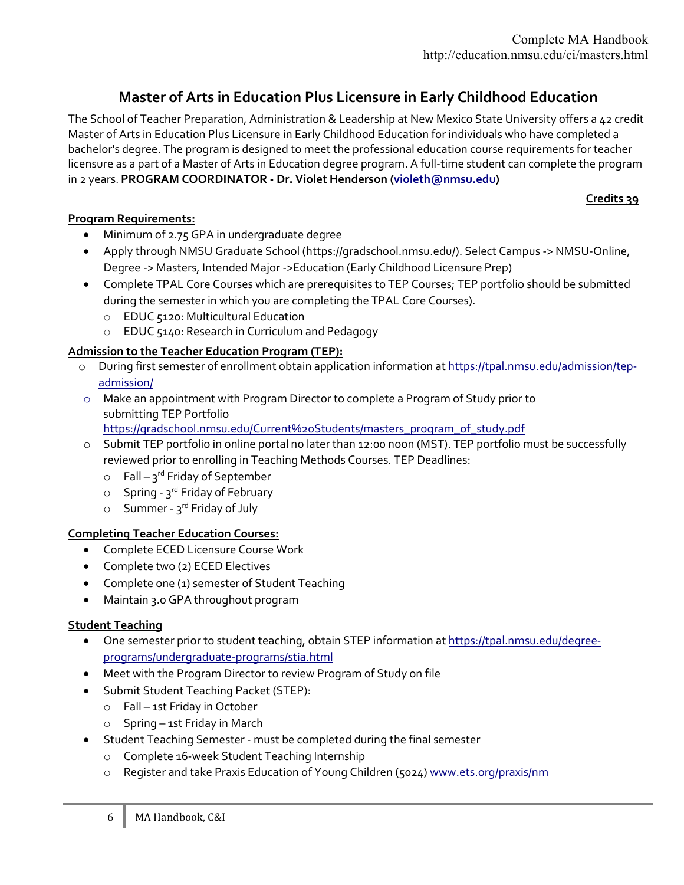# Master of Arts in Education Plus Licensure in Early Childhood Education

The School of Teacher Preparation, Administration & Leadership at New Mexico State University offers a 42 credit Master of Arts in Education Plus Licensure in Early Childhood Education for individuals who have completed a bachelor's degree. The program is designed to meet the professional education course requirements for teacher licensure as a part of a Master of Arts in Education degree program. A full-time student can complete the program in 2 years. **PROGRAM COORDINATOR - Dr. Violet Henderson ([violeth@nmsu.edu](mailto:violeth@nmsu.edu))**

**Credits 39**

**Program Requirements:**

- Minimum of 2.75 GPA in undergraduate degree
- Apply through NMSU Graduate School (https://gradschool.nmsu.edu/). Select Campus -> NMSU-Online, Degree -> Masters, Intended Major ->Education (Early Childhood Licensure Prep)
- Complete TPAL Core Courses which are prerequisites to TEP Courses; TEP portfolio should be submitted during the semester in which you are completing the TPAL Core Courses).
  - EDUC 5120: Multicultural Education
  - EDUC 5140: Research in Curriculum and Pedagogy

**Admission to the Teacher Education Program (TEP):**

- During first semester of enrollment obtain application information at https://tpal.nmsu.edu/admission/tep-admission/
- Make an appointment with Program Director to complete a Program of Study prior to submitting TEP Portfolio https://gradschool.nmsu.edu/Current%20Students/masters_program_of_study.pdf
- Submit TEP portfolio in online portal no later than 12:00 noon (MST). TEP portfolio must be successfully reviewed prior to enrolling in Teaching Methods Courses. TEP Deadlines:
  - Fall – 3rd Friday of September
  - Spring - 3rd Friday of February
  - Summer - 3rd Friday of July

**Completing Teacher Education Courses:**

- Complete ECED Licensure Course Work
- Complete two (2) ECED Electives
- Complete one (1) semester of Student Teaching
- Maintain 3.0 GPA throughout program

**Student Teaching**

- One semester prior to student teaching, obtain STEP information at https://tpal.nmsu.edu/degree-programs/undergraduate-programs/stia.html
- Meet with the Program Director to review Program of Study on file
- Submit Student Teaching Packet (STEP):
  - Fall – 1st Friday in October
  - Spring – 1st Friday in March
- Student Teaching Semester - must be completed during the final semester
  - Complete 16-week Student Teaching Internship
  - Register and take Praxis Education of Young Children (5024) www.ets.org/praxis/nm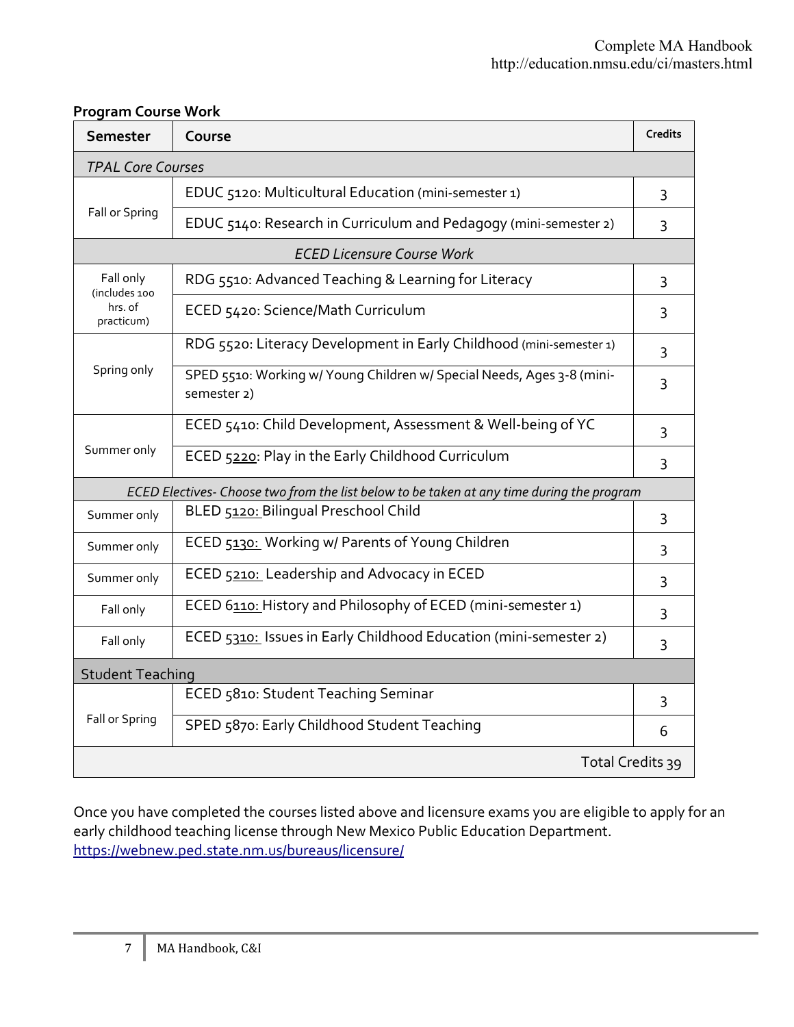**Program Course Work**

| Semester | Course | Credits |
|---|---|---|
| *TPAL Core Courses* | | |
| Fall or Spring | EDUC 5120: Multicultural Education (mini-semester 1) | 3 |
| | EDUC 5140: Research in Curriculum and Pedagogy (mini-semester 2) | 3 |
| *ECED Licensure Course Work* | | |
| Fall only (includes 100 hrs. of practicum) | RDG 5510: Advanced Teaching & Learning for Literacy | 3 |
| | ECED 5420: Science/Math Curriculum | 3 |
| Spring only | RDG 5520: Literacy Development in Early Childhood (mini-semester 1) | 3 |
| | SPED 5510: Working w/ Young Children w/ Special Needs, Ages 3-8 (mini-semester 2) | 3 |
| Summer only | ECED 5410: Child Development, Assessment & Well-being of YC | 3 |
| | ECED 5220: Play in the Early Childhood Curriculum | 3 |
| *ECED Electives- Choose two from the list below to be taken at any time during the program* | | |
| Summer only | BLED 5120: Bilingual Preschool Child | 3 |
| Summer only | ECED 5130: Working w/ Parents of Young Children | 3 |
| Summer only | ECED 5210: Leadership and Advocacy in ECED | 3 |
| Fall only | ECED 6110: History and Philosophy of ECED (mini-semester 1) | 3 |
| Fall only | ECED 5310: Issues in Early Childhood Education (mini-semester 2) | 3 |
| Student Teaching | | |
| Fall or Spring | ECED 5810: Student Teaching Seminar | 3 |
| | SPED 5870: Early Childhood Student Teaching | 6 |
| | | Total Credits 39 |

Once you have completed the courses listed above and licensure exams you are eligible to apply for an early childhood teaching license through New Mexico Public Education Department. https://webnew.ped.state.nm.us/bureaus/licensure/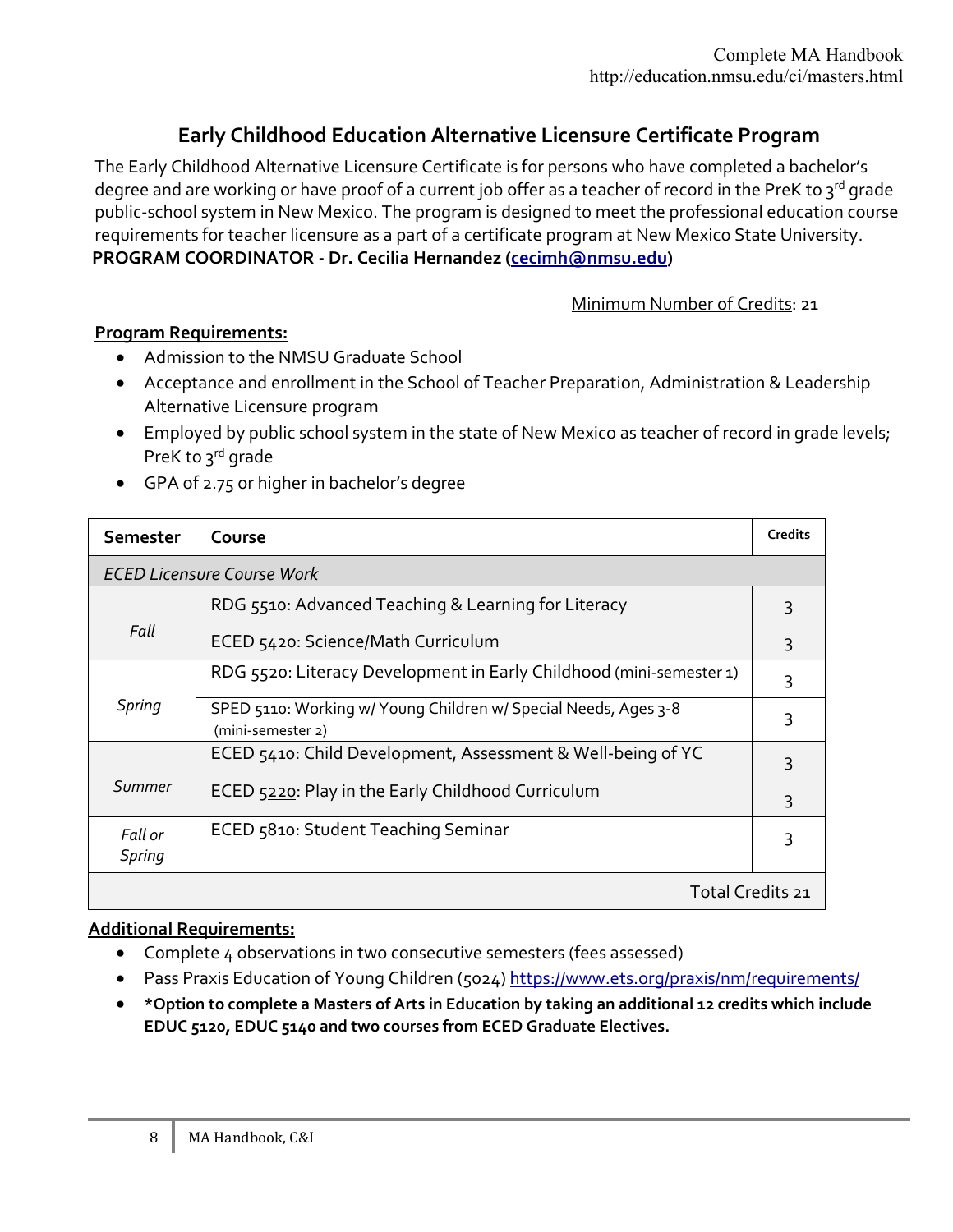# Early Childhood Education Alternative Licensure Certificate Program

The Early Childhood Alternative Licensure Certificate is for persons who have completed a bachelor's degree and are working or have proof of a current job offer as a teacher of record in the PreK to 3rd grade public-school system in New Mexico. The program is designed to meet the professional education course requirements for teacher licensure as a part of a certificate program at New Mexico State University.

**PROGRAM COORDINATOR - Dr. Cecilia Hernandez (cecimh@nmsu.edu)**

Minimum Number of Credits: 21

**Program Requirements:**

- Admission to the NMSU Graduate School
- Acceptance and enrollment in the School of Teacher Preparation, Administration & Leadership Alternative Licensure program
- Employed by public school system in the state of New Mexico as teacher of record in grade levels; PreK to 3rd grade
- GPA of 2.75 or higher in bachelor's degree

| Semester | Course | Credits |
|---|---|---|
| *ECED Licensure Course Work* | | |
| *Fall* | RDG 5510: Advanced Teaching & Learning for Literacy | 3 |
| | ECED 5420: Science/Math Curriculum | 3 |
| *Spring* | RDG 5520: Literacy Development in Early Childhood (mini-semester 1) | 3 |
| | SPED 5110: Working w/ Young Children w/ Special Needs, Ages 3-8 (mini-semester 2) | 3 |
| *Summer* | ECED 5410: Child Development, Assessment & Well-being of YC | 3 |
| | ECED 5220: Play in the Early Childhood Curriculum | 3 |
| *Fall or Spring* | ECED 5810: Student Teaching Seminar | 3 |
| | | Total Credits 21 |

**Additional Requirements:**

- Complete 4 observations in two consecutive semesters (fees assessed)
- Pass Praxis Education of Young Children (5024) https://www.ets.org/praxis/nm/requirements/
- ***Option to complete a Masters of Arts in Education by taking an additional 12 credits which include EDUC 5120, EDUC 5140 and two courses from ECED Graduate Electives.**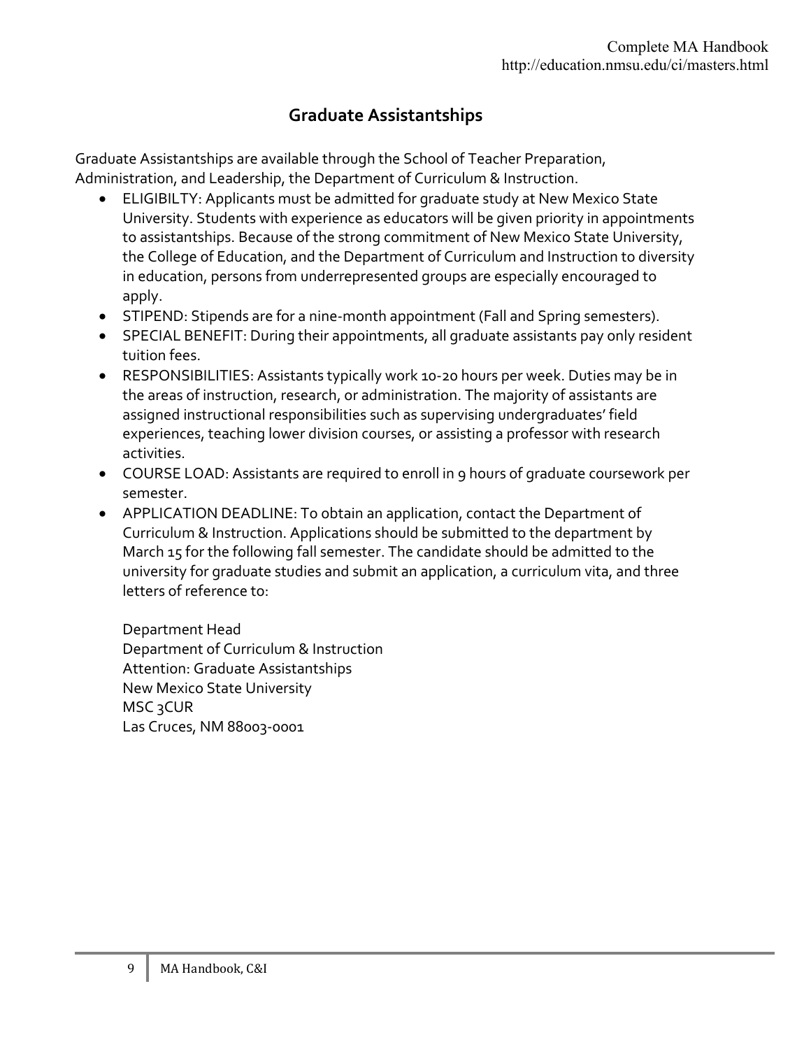## Graduate Assistantships

Graduate Assistantships are available through the School of Teacher Preparation, Administration, and Leadership, the Department of Curriculum & Instruction.

- ELIGIBILTY: Applicants must be admitted for graduate study at New Mexico State University. Students with experience as educators will be given priority in appointments to assistantships. Because of the strong commitment of New Mexico State University, the College of Education, and the Department of Curriculum and Instruction to diversity in education, persons from underrepresented groups are especially encouraged to apply.
- STIPEND: Stipends are for a nine-month appointment (Fall and Spring semesters).
- SPECIAL BENEFIT: During their appointments, all graduate assistants pay only resident tuition fees.
- RESPONSIBILITIES: Assistants typically work 10-20 hours per week. Duties may be in the areas of instruction, research, or administration. The majority of assistants are assigned instructional responsibilities such as supervising undergraduates' field experiences, teaching lower division courses, or assisting a professor with research activities.
- COURSE LOAD: Assistants are required to enroll in 9 hours of graduate coursework per semester.
- APPLICATION DEADLINE: To obtain an application, contact the Department of Curriculum & Instruction. Applications should be submitted to the department by March 15 for the following fall semester. The candidate should be admitted to the university for graduate studies and submit an application, a curriculum vita, and three letters of reference to:

  Department Head  
  Department of Curriculum & Instruction  
  Attention: Graduate Assistantships  
  New Mexico State University  
  MSC 3CUR  
  Las Cruces, NM 88003-0001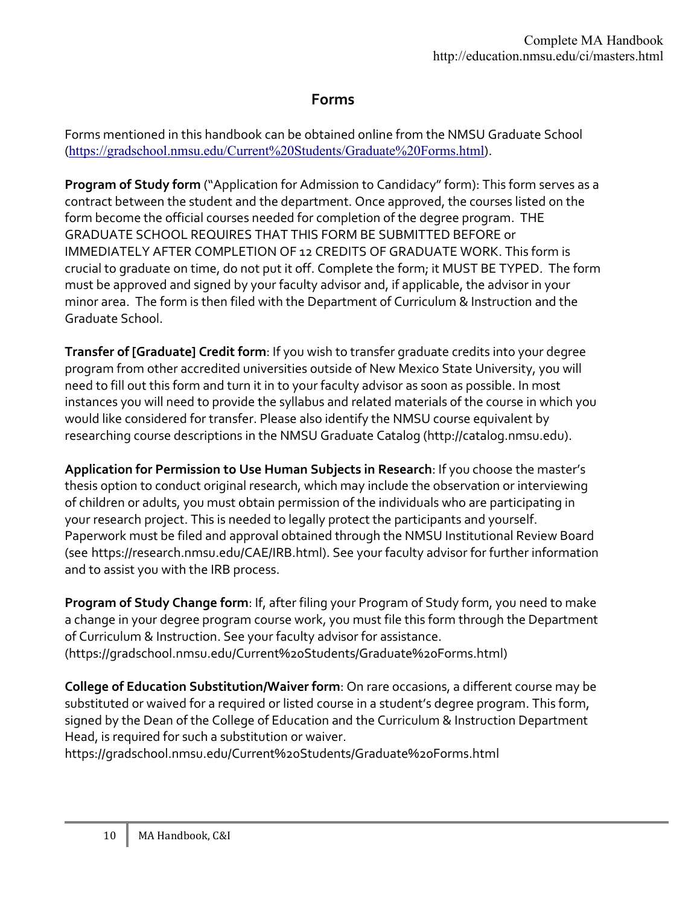## Forms

Forms mentioned in this handbook can be obtained online from the NMSU Graduate School (https://gradschool.nmsu.edu/Current%20Students/Graduate%20Forms.html).

**Program of Study form** ("Application for Admission to Candidacy" form): This form serves as a contract between the student and the department. Once approved, the courses listed on the form become the official courses needed for completion of the degree program. THE GRADUATE SCHOOL REQUIRES THAT THIS FORM BE SUBMITTED BEFORE or IMMEDIATELY AFTER COMPLETION OF 12 CREDITS OF GRADUATE WORK. This form is crucial to graduate on time, do not put it off. Complete the form; it MUST BE TYPED. The form must be approved and signed by your faculty advisor and, if applicable, the advisor in your minor area. The form is then filed with the Department of Curriculum & Instruction and the Graduate School.

**Transfer of [Graduate] Credit form**: If you wish to transfer graduate credits into your degree program from other accredited universities outside of New Mexico State University, you will need to fill out this form and turn it in to your faculty advisor as soon as possible. In most instances you will need to provide the syllabus and related materials of the course in which you would like considered for transfer. Please also identify the NMSU course equivalent by researching course descriptions in the NMSU Graduate Catalog (http://catalog.nmsu.edu).

**Application for Permission to Use Human Subjects in Research**: If you choose the master's thesis option to conduct original research, which may include the observation or interviewing of children or adults, you must obtain permission of the individuals who are participating in your research project. This is needed to legally protect the participants and yourself. Paperwork must be filed and approval obtained through the NMSU Institutional Review Board (see https://research.nmsu.edu/CAE/IRB.html). See your faculty advisor for further information and to assist you with the IRB process.

**Program of Study Change form**: If, after filing your Program of Study form, you need to make a change in your degree program course work, you must file this form through the Department of Curriculum & Instruction. See your faculty advisor for assistance. (https://gradschool.nmsu.edu/Current%20Students/Graduate%20Forms.html)

**College of Education Substitution/Waiver form**: On rare occasions, a different course may be substituted or waived for a required or listed course in a student's degree program. This form, signed by the Dean of the College of Education and the Curriculum & Instruction Department Head, is required for such a substitution or waiver.
https://gradschool.nmsu.edu/Current%20Students/Graduate%20Forms.html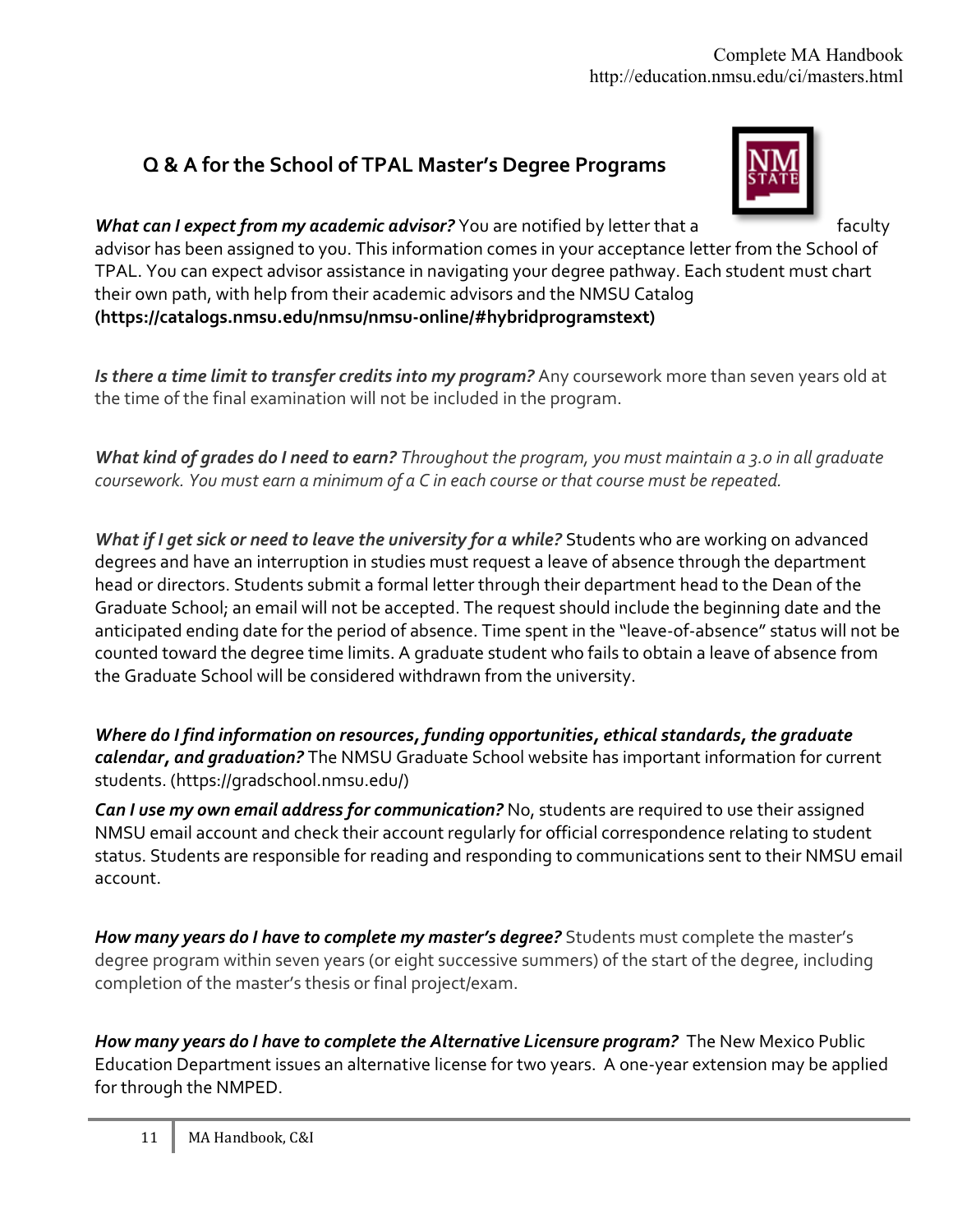Complete MA Handbook
http://education.nmsu.edu/ci/masters.html

## Q & A for the School of TPAL Master's Degree Programs

***What can I expect from my academic advisor?*** You are notified by letter that a faculty advisor has been assigned to you. This information comes in your acceptance letter from the School of TPAL. You can expect advisor assistance in navigating your degree pathway. Each student must chart their own path, with help from their academic advisors and the NMSU Catalog **(https://catalogs.nmsu.edu/nmsu/nmsu-online/#hybridprogramstext)**

***Is there a time limit to transfer credits into my program?*** Any coursework more than seven years old at the time of the final examination will not be included in the program.

***What kind of grades do I need to earn?*** *Throughout the program, you must maintain a 3.0 in all graduate coursework. You must earn a minimum of a C in each course or that course must be repeated.*

***What if I get sick or need to leave the university for a while?*** Students who are working on advanced degrees and have an interruption in studies must request a leave of absence through the department head or directors. Students submit a formal letter through their department head to the Dean of the Graduate School; an email will not be accepted. The request should include the beginning date and the anticipated ending date for the period of absence. Time spent in the "leave-of-absence" status will not be counted toward the degree time limits. A graduate student who fails to obtain a leave of absence from the Graduate School will be considered withdrawn from the university.

***Where do I find information on resources, funding opportunities, ethical standards, the graduate calendar, and graduation?*** The NMSU Graduate School website has important information for current students. (https://gradschool.nmsu.edu/)

***Can I use my own email address for communication?*** No, students are required to use their assigned NMSU email account and check their account regularly for official correspondence relating to student status. Students are responsible for reading and responding to communications sent to their NMSU email account.

***How many years do I have to complete my master's degree?*** Students must complete the master's degree program within seven years (or eight successive summers) of the start of the degree, including completion of the master's thesis or final project/exam.

***How many years do I have to complete the Alternative Licensure program?*** The New Mexico Public Education Department issues an alternative license for two years. A one-year extension may be applied for through the NMPED.